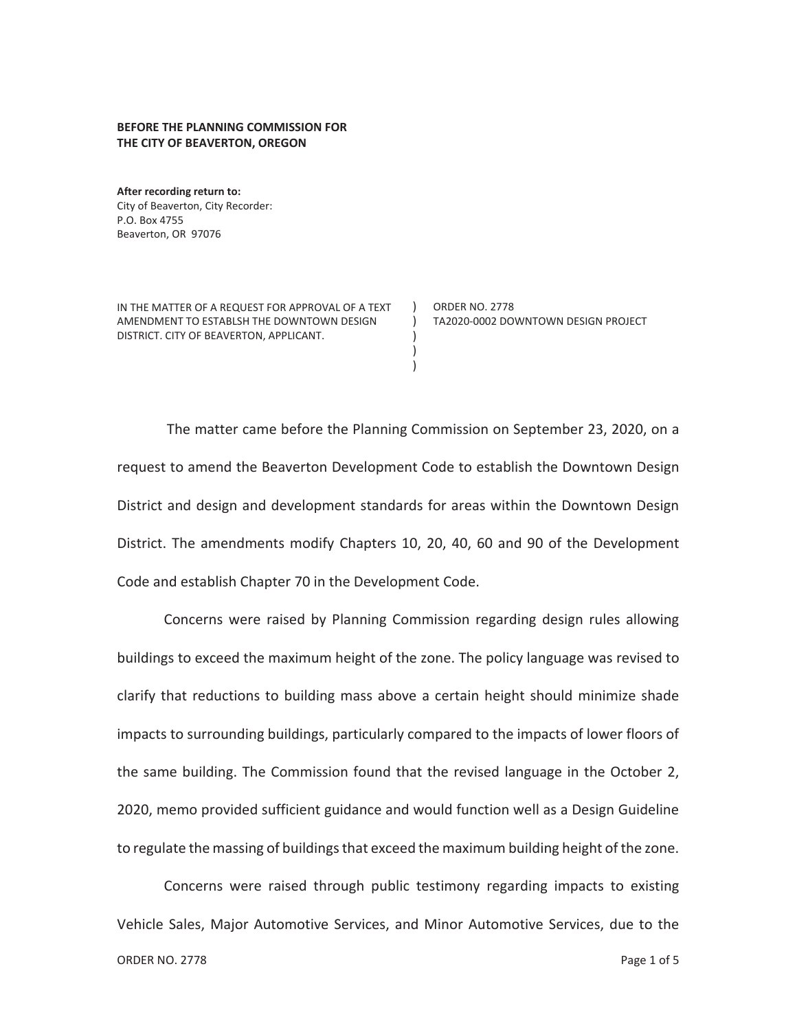**BEFORE THE PLANNING COMMISSION FOR THE CITY OF BEAVERTON, OREGON**

**After recording return to:**
City of Beaverton, City Recorder:
P.O. Box 4755
Beaverton, OR 97076

| | | |
|---|---|---|
| IN THE MATTER OF A REQUEST FOR APPROVAL OF A TEXT AMENDMENT TO ESTABLSH THE DOWNTOWN DESIGN DISTRICT. CITY OF BEAVERTON, APPLICANT. | ) ) ) ) ) | ORDER NO. 2778 TA2020-0002 DOWNTOWN DESIGN PROJECT |

The matter came before the Planning Commission on September 23, 2020, on a request to amend the Beaverton Development Code to establish the Downtown Design District and design and development standards for areas within the Downtown Design District. The amendments modify Chapters 10, 20, 40, 60 and 90 of the Development Code and establish Chapter 70 in the Development Code.

Concerns were raised by Planning Commission regarding design rules allowing buildings to exceed the maximum height of the zone. The policy language was revised to clarify that reductions to building mass above a certain height should minimize shade impacts to surrounding buildings, particularly compared to the impacts of lower floors of the same building. The Commission found that the revised language in the October 2, 2020, memo provided sufficient guidance and would function well as a Design Guideline to regulate the massing of buildings that exceed the maximum building height of the zone.

Concerns were raised through public testimony regarding impacts to existing Vehicle Sales, Major Automotive Services, and Minor Automotive Services, due to the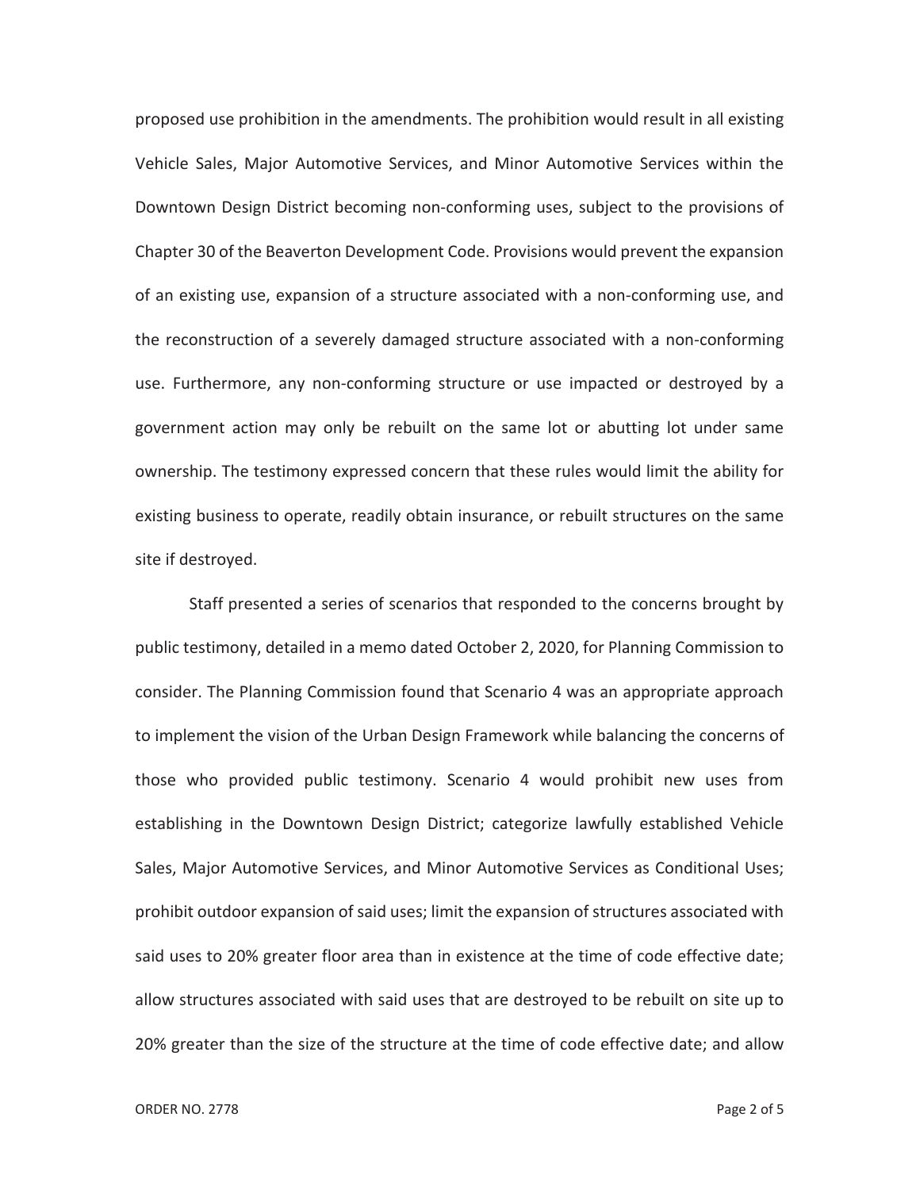proposed use prohibition in the amendments. The prohibition would result in all existing Vehicle Sales, Major Automotive Services, and Minor Automotive Services within the Downtown Design District becoming non-conforming uses, subject to the provisions of Chapter 30 of the Beaverton Development Code. Provisions would prevent the expansion of an existing use, expansion of a structure associated with a non-conforming use, and the reconstruction of a severely damaged structure associated with a non-conforming use. Furthermore, any non-conforming structure or use impacted or destroyed by a government action may only be rebuilt on the same lot or abutting lot under same ownership. The testimony expressed concern that these rules would limit the ability for existing business to operate, readily obtain insurance, or rebuilt structures on the same site if destroyed.

Staff presented a series of scenarios that responded to the concerns brought by public testimony, detailed in a memo dated October 2, 2020, for Planning Commission to consider. The Planning Commission found that Scenario 4 was an appropriate approach to implement the vision of the Urban Design Framework while balancing the concerns of those who provided public testimony. Scenario 4 would prohibit new uses from establishing in the Downtown Design District; categorize lawfully established Vehicle Sales, Major Automotive Services, and Minor Automotive Services as Conditional Uses; prohibit outdoor expansion of said uses; limit the expansion of structures associated with said uses to 20% greater floor area than in existence at the time of code effective date; allow structures associated with said uses that are destroyed to be rebuilt on site up to 20% greater than the size of the structure at the time of code effective date; and allow

ORDER NO. 2778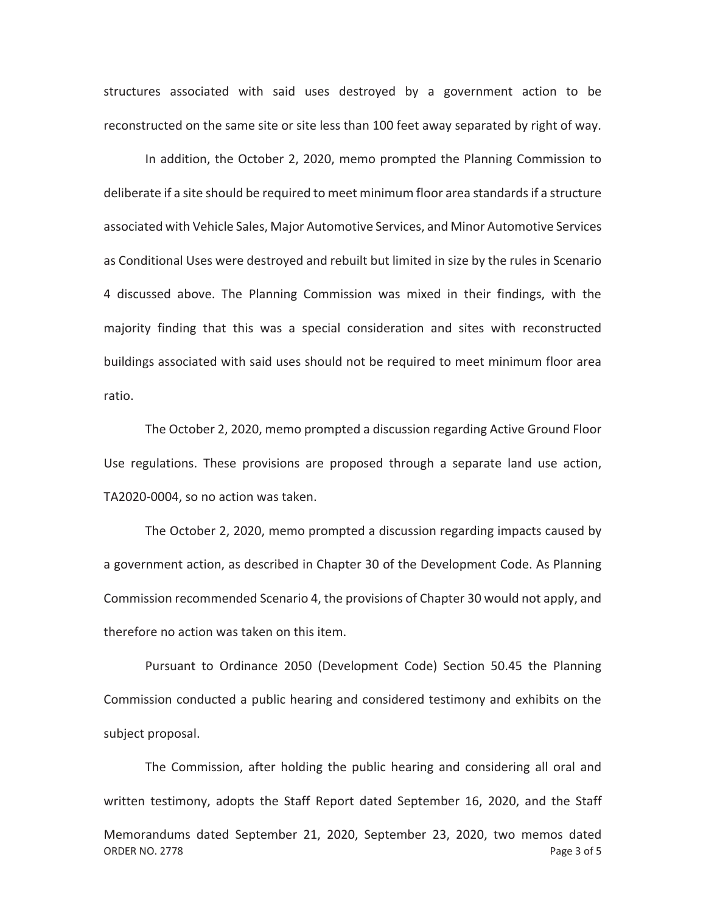structures associated with said uses destroyed by a government action to be reconstructed on the same site or site less than 100 feet away separated by right of way.

In addition, the October 2, 2020, memo prompted the Planning Commission to deliberate if a site should be required to meet minimum floor area standards if a structure associated with Vehicle Sales, Major Automotive Services, and Minor Automotive Services as Conditional Uses were destroyed and rebuilt but limited in size by the rules in Scenario 4 discussed above. The Planning Commission was mixed in their findings, with the majority finding that this was a special consideration and sites with reconstructed buildings associated with said uses should not be required to meet minimum floor area ratio.

The October 2, 2020, memo prompted a discussion regarding Active Ground Floor Use regulations. These provisions are proposed through a separate land use action, TA2020-0004, so no action was taken.

The October 2, 2020, memo prompted a discussion regarding impacts caused by a government action, as described in Chapter 30 of the Development Code. As Planning Commission recommended Scenario 4, the provisions of Chapter 30 would not apply, and therefore no action was taken on this item.

Pursuant to Ordinance 2050 (Development Code) Section 50.45 the Planning Commission conducted a public hearing and considered testimony and exhibits on the subject proposal.

The Commission, after holding the public hearing and considering all oral and written testimony, adopts the Staff Report dated September 16, 2020, and the Staff Memorandums dated September 21, 2020, September 23, 2020, two memos dated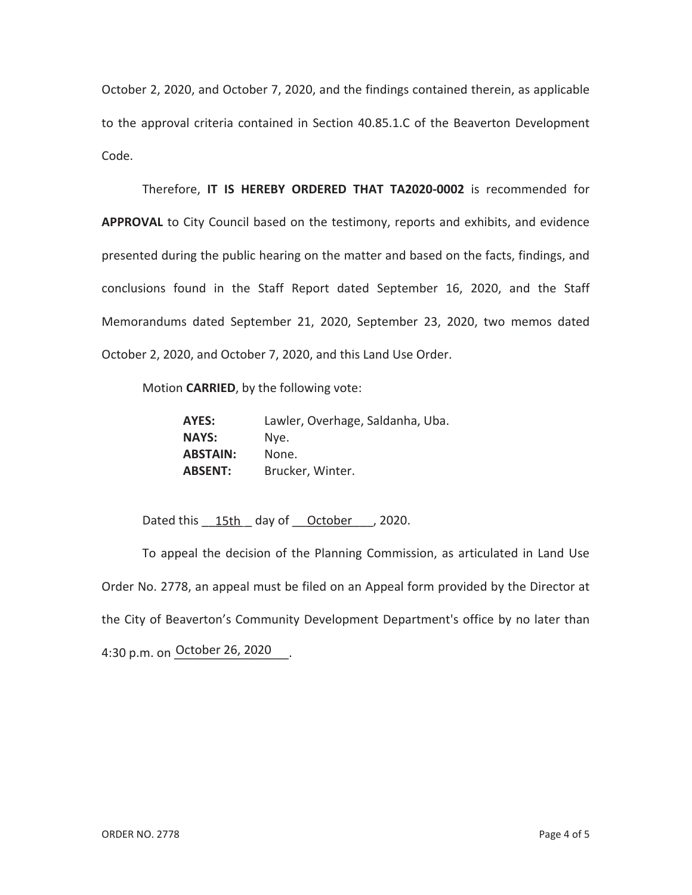October 2, 2020, and October 7, 2020, and the findings contained therein, as applicable to the approval criteria contained in Section 40.85.1.C of the Beaverton Development Code.

Therefore, **IT IS HEREBY ORDERED THAT TA2020-0002** is recommended for **APPROVAL** to City Council based on the testimony, reports and exhibits, and evidence presented during the public hearing on the matter and based on the facts, findings, and conclusions found in the Staff Report dated September 16, 2020, and the Staff Memorandums dated September 21, 2020, September 23, 2020, two memos dated October 2, 2020, and October 7, 2020, and this Land Use Order.

Motion **CARRIED**, by the following vote:

**AYES:** Lawler, Overhage, Saldanha, Uba.
**NAYS:** Nye.
**ABSTAIN:** None.
**ABSENT:** Brucker, Winter.

Dated this 15th day of October, 2020.

To appeal the decision of the Planning Commission, as articulated in Land Use Order No. 2778, an appeal must be filed on an Appeal form provided by the Director at the City of Beaverton's Community Development Department's office by no later than 4:30 p.m. on October 26, 2020.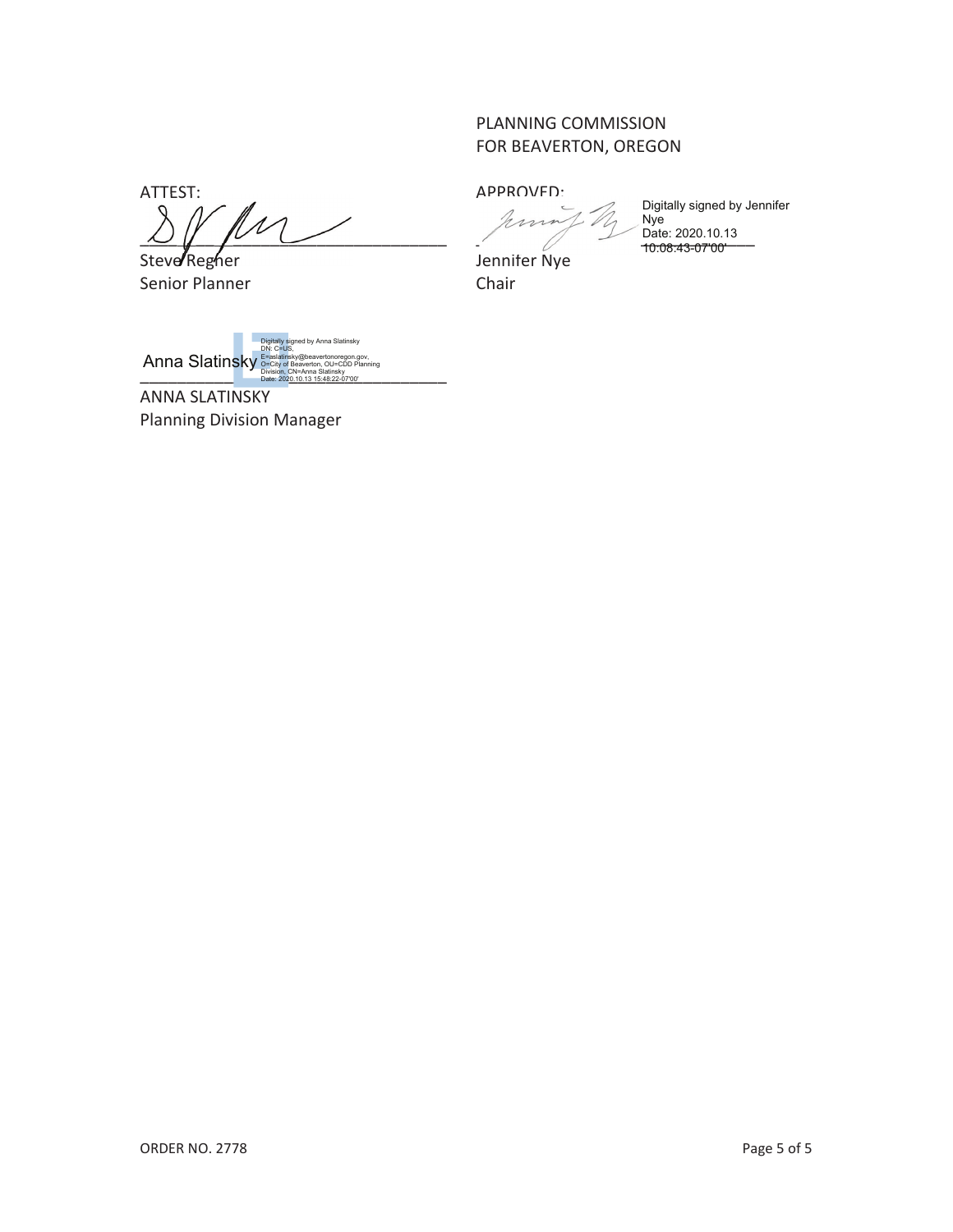PLANNING COMMISSION
FOR BEAVERTON, OREGON

ATTEST:

Steve Regner
Senior Planner

APPROVED:

Digitally signed by Jennifer Nye
Date: 2020.10.13 10:08:43-07'00'

Jennifer Nye
Chair

Anna Slatinsky

Digitally signed by Anna Slatinsky
DN: C=US, E=aslatinsky@beavertonoregon.gov, O=City of Beaverton, OU=CDD Planning Division, CN=Anna Slatinsky
Date: 2020.10.13 15:48:22-07'00'

ANNA SLATINSKY
Planning Division Manager

ORDER NO. 2778